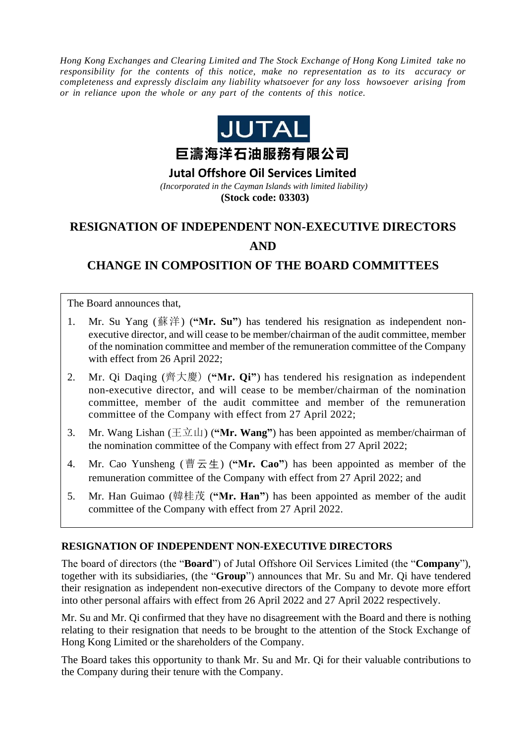*Hong Kong Exchanges and Clearing Limited and The Stock Exchange of Hong Kong Limited take no responsibility for the contents of this notice, make no representation as to its accuracy or completeness and expressly disclaim any liability whatsoever for any loss howsoever arising from or in reliance upon the whole or any part of the contents of this notice.*

JUTAL

**巨濤海洋石油服務有限公司**

**Jutal Offshore Oil Services Limited**

*(Incorporated in the Cayman Islands with limited liability)*

**(Stock code: 03303)**

# RESIGNATION OF INDEPENDENT NON-EXECUTIVE DIRECTORS AND CHANGE IN COMPOSITION OF THE BOARD COMMITTEES

The Board announces that,

1. Mr. Su Yang (蘇洋) (**"Mr. Su"**) has tendered his resignation as independent non-executive director, and will cease to be member/chairman of the audit committee, member of the nomination committee and member of the remuneration committee of the Company with effect from 26 April 2022;
2. Mr. Qi Daqing (齊大慶) (**"Mr. Qi"**) has tendered his resignation as independent non-executive director, and will cease to be member/chairman of the nomination committee, member of the audit committee and member of the remuneration committee of the Company with effect from 27 April 2022;
3. Mr. Wang Lishan (王立山) (**"Mr. Wang"**) has been appointed as member/chairman of the nomination committee of the Company with effect from 27 April 2022;
4. Mr. Cao Yunsheng (曹云生) (**"Mr. Cao"**) has been appointed as member of the remuneration committee of the Company with effect from 27 April 2022; and
5. Mr. Han Guimao (韓桂茂) (**"Mr. Han"**) has been appointed as member of the audit committee of the Company with effect from 27 April 2022.

## RESIGNATION OF INDEPENDENT NON-EXECUTIVE DIRECTORS

The board of directors (the "**Board**") of Jutal Offshore Oil Services Limited (the "**Company**"), together with its subsidiaries, (the "**Group**") announces that Mr. Su and Mr. Qi have tendered their resignation as independent non-executive directors of the Company to devote more effort into other personal affairs with effect from 26 April 2022 and 27 April 2022 respectively.

Mr. Su and Mr. Qi confirmed that they have no disagreement with the Board and there is nothing relating to their resignation that needs to be brought to the attention of the Stock Exchange of Hong Kong Limited or the shareholders of the Company.

The Board takes this opportunity to thank Mr. Su and Mr. Qi for their valuable contributions to the Company during their tenure with the Company.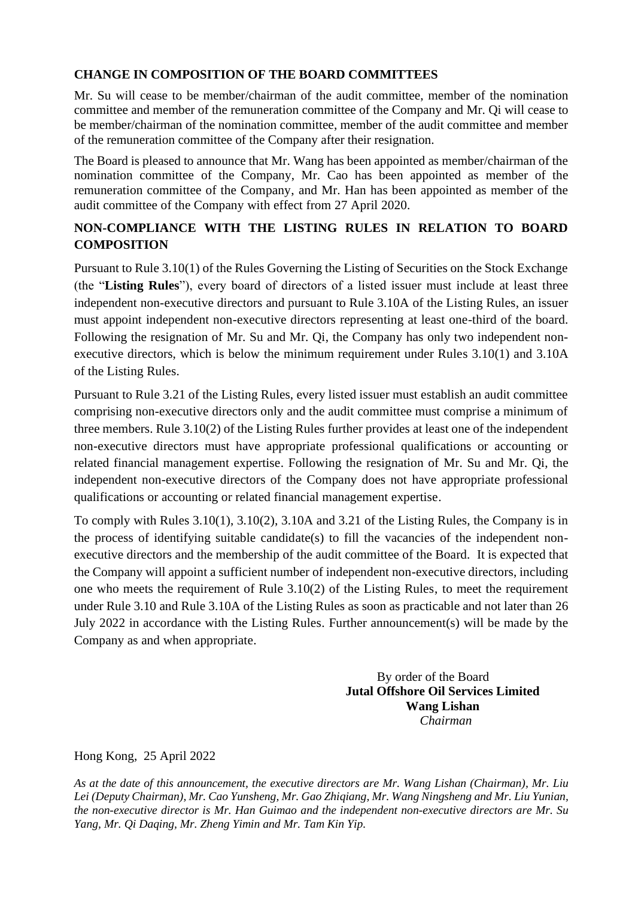## CHANGE IN COMPOSITION OF THE BOARD COMMITTEES

Mr. Su will cease to be member/chairman of the audit committee, member of the nomination committee and member of the remuneration committee of the Company and Mr. Qi will cease to be member/chairman of the nomination committee, member of the audit committee and member of the remuneration committee of the Company after their resignation.

The Board is pleased to announce that Mr. Wang has been appointed as member/chairman of the nomination committee of the Company, Mr. Cao has been appointed as member of the remuneration committee of the Company, and Mr. Han has been appointed as member of the audit committee of the Company with effect from 27 April 2020.

## NON-COMPLIANCE WITH THE LISTING RULES IN RELATION TO BOARD COMPOSITION

Pursuant to Rule 3.10(1) of the Rules Governing the Listing of Securities on the Stock Exchange (the "**Listing Rules**"), every board of directors of a listed issuer must include at least three independent non-executive directors and pursuant to Rule 3.10A of the Listing Rules, an issuer must appoint independent non-executive directors representing at least one-third of the board. Following the resignation of Mr. Su and Mr. Qi, the Company has only two independent non-executive directors, which is below the minimum requirement under Rules 3.10(1) and 3.10A of the Listing Rules.

Pursuant to Rule 3.21 of the Listing Rules, every listed issuer must establish an audit committee comprising non-executive directors only and the audit committee must comprise a minimum of three members. Rule 3.10(2) of the Listing Rules further provides at least one of the independent non-executive directors must have appropriate professional qualifications or accounting or related financial management expertise. Following the resignation of Mr. Su and Mr. Qi, the independent non-executive directors of the Company does not have appropriate professional qualifications or accounting or related financial management expertise.

To comply with Rules 3.10(1), 3.10(2), 3.10A and 3.21 of the Listing Rules, the Company is in the process of identifying suitable candidate(s) to fill the vacancies of the independent non-executive directors and the membership of the audit committee of the Board. It is expected that the Company will appoint a sufficient number of independent non-executive directors, including one who meets the requirement of Rule 3.10(2) of the Listing Rules, to meet the requirement under Rule 3.10 and Rule 3.10A of the Listing Rules as soon as practicable and not later than 26 July 2022 in accordance with the Listing Rules. Further announcement(s) will be made by the Company as and when appropriate.

By order of the Board
**Jutal Offshore Oil Services Limited**
**Wang Lishan**
*Chairman*

Hong Kong, 25 April 2022

*As at the date of this announcement, the executive directors are Mr. Wang Lishan (Chairman), Mr. Liu Lei (Deputy Chairman), Mr. Cao Yunsheng, Mr. Gao Zhiqiang, Mr. Wang Ningsheng and Mr. Liu Yunian, the non-executive director is Mr. Han Guimao and the independent non-executive directors are Mr. Su Yang, Mr. Qi Daqing, Mr. Zheng Yimin and Mr. Tam Kin Yip.*